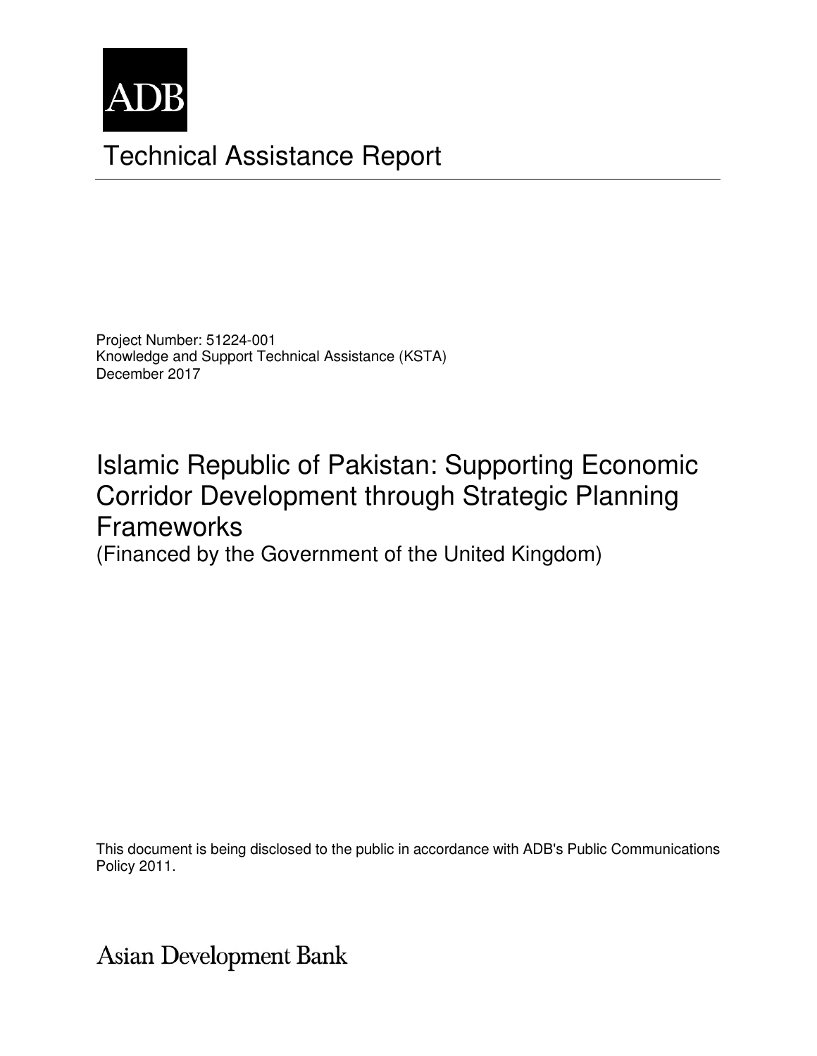ADB

# Technical Assistance Report

Project Number: 51224-001
Knowledge and Support Technical Assistance (KSTA)
December 2017

## Islamic Republic of Pakistan: Supporting Economic Corridor Development through Strategic Planning Frameworks

(Financed by the Government of the United Kingdom)

This document is being disclosed to the public in accordance with ADB's Public Communications Policy 2011.

Asian Development Bank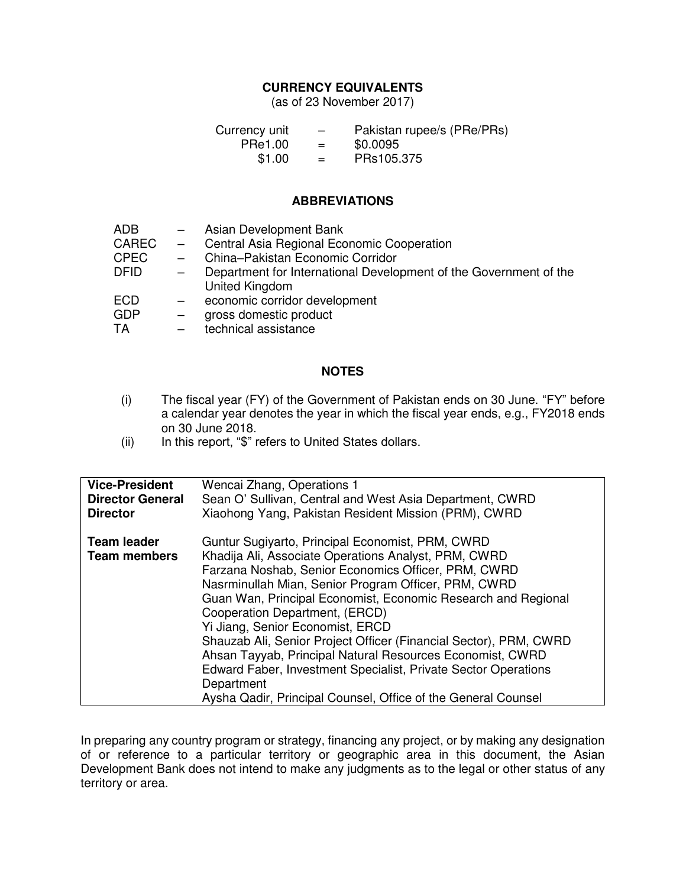## CURRENCY EQUIVALENTS

(as of 23 November 2017)

| | | |
|---|---|---|
| Currency unit | – | Pakistan rupee/s (PRe/PRs) |
| PRe1.00 | = | $0.0095 |
| $1.00 | = | PRs105.375 |

## ABBREVIATIONS

| | | |
|---|---|---|
| ADB | – | Asian Development Bank |
| CAREC | – | Central Asia Regional Economic Cooperation |
| CPEC | – | China–Pakistan Economic Corridor |
| DFID | – | Department for International Development of the Government of the United Kingdom |
| ECD | – | economic corridor development |
| GDP | – | gross domestic product |
| TA | – | technical assistance |

## NOTES

(i) The fiscal year (FY) of the Government of Pakistan ends on 30 June. "FY" before a calendar year denotes the year in which the fiscal year ends, e.g., FY2018 ends on 30 June 2018.

(ii) In this report, "$" refers to United States dollars.

| | |
|---|---|
| **Vice-President** | Wencai Zhang, Operations 1 |
| **Director General** | Sean O' Sullivan, Central and West Asia Department, CWRD |
| **Director** | Xiaohong Yang, Pakistan Resident Mission (PRM), CWRD |
| | |
| **Team leader** | Guntur Sugiyarto, Principal Economist, PRM, CWRD |
| **Team members** | Khadija Ali, Associate Operations Analyst, PRM, CWRD<br>Farzana Noshab, Senior Economics Officer, PRM, CWRD<br>Nasrminullah Mian, Senior Program Officer, PRM, CWRD<br>Guan Wan, Principal Economist, Economic Research and Regional Cooperation Department, (ERCD)<br>Yi Jiang, Senior Economist, ERCD<br>Shauzab Ali, Senior Project Officer (Financial Sector), PRM, CWRD<br>Ahsan Tayyab, Principal Natural Resources Economist, CWRD<br>Edward Faber, Investment Specialist, Private Sector Operations Department<br>Aysha Qadir, Principal Counsel, Office of the General Counsel |

In preparing any country program or strategy, financing any project, or by making any designation of or reference to a particular territory or geographic area in this document, the Asian Development Bank does not intend to make any judgments as to the legal or other status of any territory or area.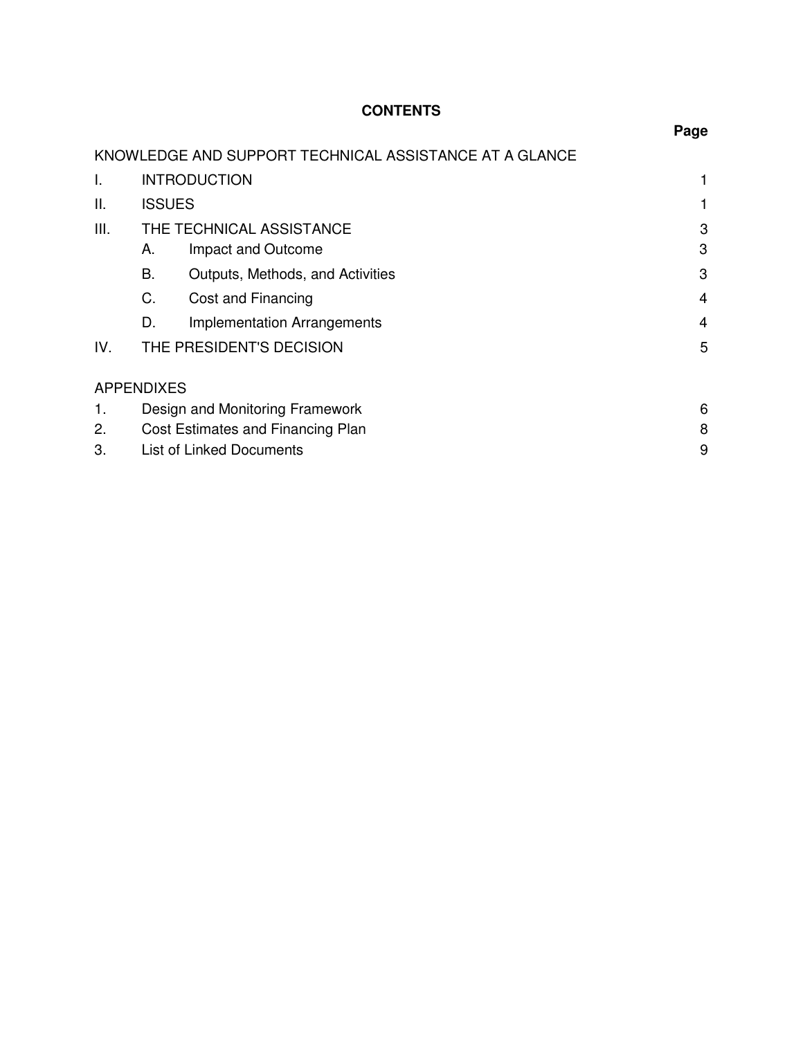**CONTENTS**

| | | Page |
|---|---|---|
| KNOWLEDGE AND SUPPORT TECHNICAL ASSISTANCE AT A GLANCE | | |
| I. | INTRODUCTION | 1 |
| II. | ISSUES | 1 |
| III. | THE TECHNICAL ASSISTANCE | 3 |
| | A. Impact and Outcome | 3 |
| | B. Outputs, Methods, and Activities | 3 |
| | C. Cost and Financing | 4 |
| | D. Implementation Arrangements | 4 |
| IV. | THE PRESIDENT'S DECISION | 5 |
| APPENDIXES | | |
| 1. | Design and Monitoring Framework | 6 |
| 2. | Cost Estimates and Financing Plan | 8 |
| 3. | List of Linked Documents | 9 |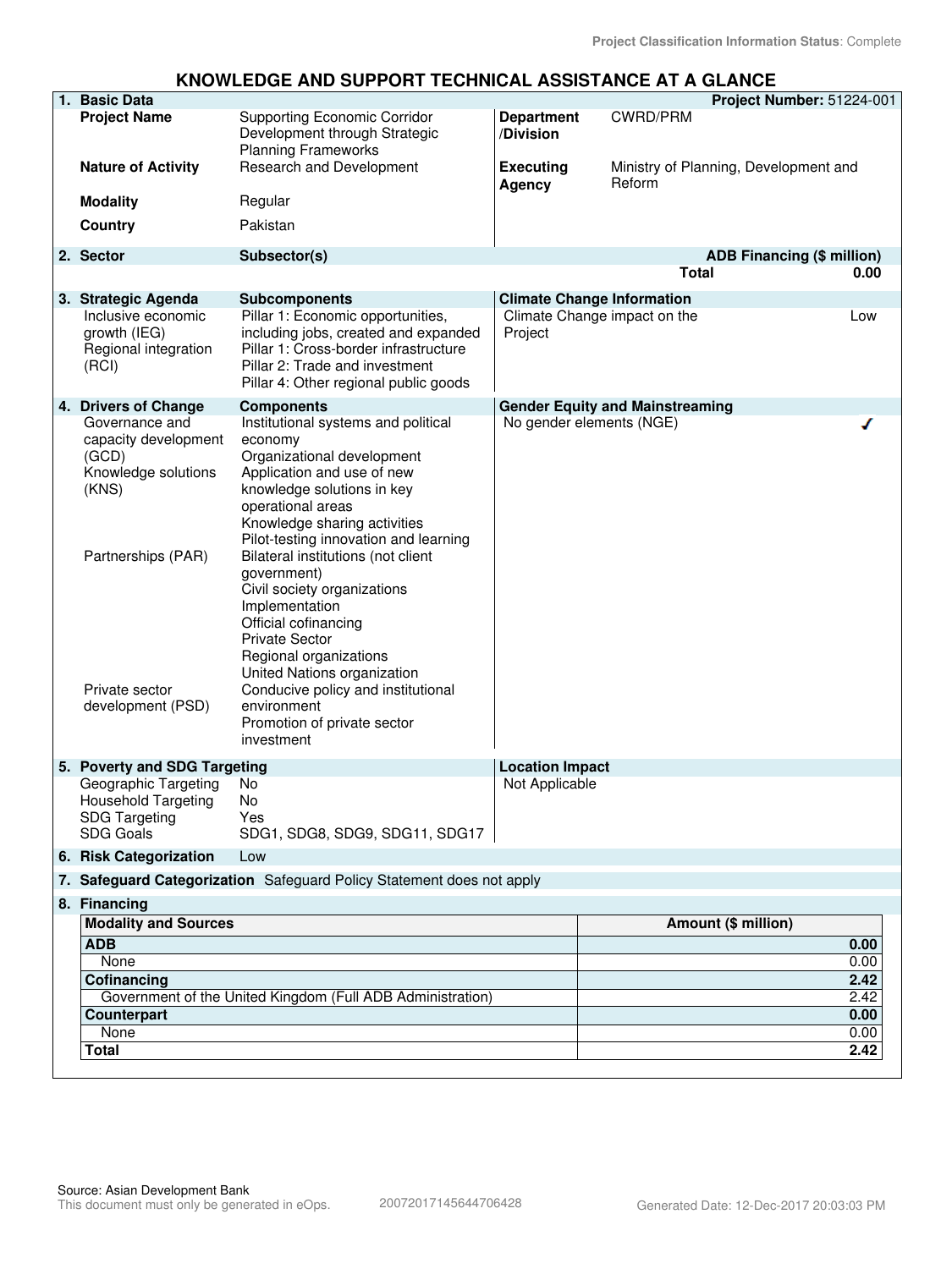Project Classification Information Status: Complete

# KNOWLEDGE AND SUPPORT TECHNICAL ASSISTANCE AT A GLANCE

## 1. Basic Data

**Project Number:** 51224-001

| | | | |
|---|---|---|---|
| **Project Name** | Supporting Economic Corridor Development through Strategic Planning Frameworks | **Department /Division** | CWRD/PRM |
| **Nature of Activity** | Research and Development | **Executing Agency** | Ministry of Planning, Development and Reform |
| **Modality** | Regular | | |
| **Country** | Pakistan | | |

## 2. Sector

| Sector | Subsector(s) | ADB Financing ($ million) |
|---|---|---|
| | Total | 0.00 |

## 3. Strategic Agenda

| Strategic Agenda | Subcomponents |
|---|---|
| Inclusive economic growth (IEG) | Pillar 1: Economic opportunities, including jobs, created and expanded |
| Regional integration (RCI) | Pillar 1: Cross-border infrastructure<br>Pillar 2: Trade and investment<br>Pillar 4: Other regional public goods |

**Climate Change Information**

| | |
|---|---|
| Climate Change impact on the Project | Low |

## 4. Drivers of Change

| Drivers of Change | Components |
|---|---|
| Governance and capacity development (GCD) | Institutional systems and political economy<br>Organizational development |
| Knowledge solutions (KNS) | Application and use of new knowledge solutions in key operational areas<br>Knowledge sharing activities<br>Pilot-testing innovation and learning |
| Partnerships (PAR) | Bilateral institutions (not client government)<br>Civil society organizations<br>Implementation<br>Official cofinancing<br>Private Sector<br>Regional organizations<br>United Nations organization |
| Private sector development (PSD) | Conducive policy and institutional environment<br>Promotion of private sector investment |

**Gender Equity and Mainstreaming**

| | |
|---|---|
| No gender elements (NGE) | ✓ |

## 5. Poverty and SDG Targeting

| | |
|---|---|
| Geographic Targeting | No |
| Household Targeting | No |
| SDG Targeting | Yes |
| SDG Goals | SDG1, SDG8, SDG9, SDG11, SDG17 |

**Location Impact**

Not Applicable

## 6. Risk Categorization

Low

## 7. Safeguard Categorization

Safeguard Policy Statement does not apply

## 8. Financing

| Modality and Sources | Amount ($ million) |
|---|---|
| **ADB** | **0.00** |
| None | 0.00 |
| **Cofinancing** | **2.42** |
| Government of the United Kingdom (Full ADB Administration) | 2.42 |
| **Counterpart** | **0.00** |
| None | 0.00 |
| **Total** | **2.42** |

Source: Asian Development Bank

This document must only be generated in eOps. 20072017145644706428 Generated Date: 12-Dec-2017 20:03:03 PM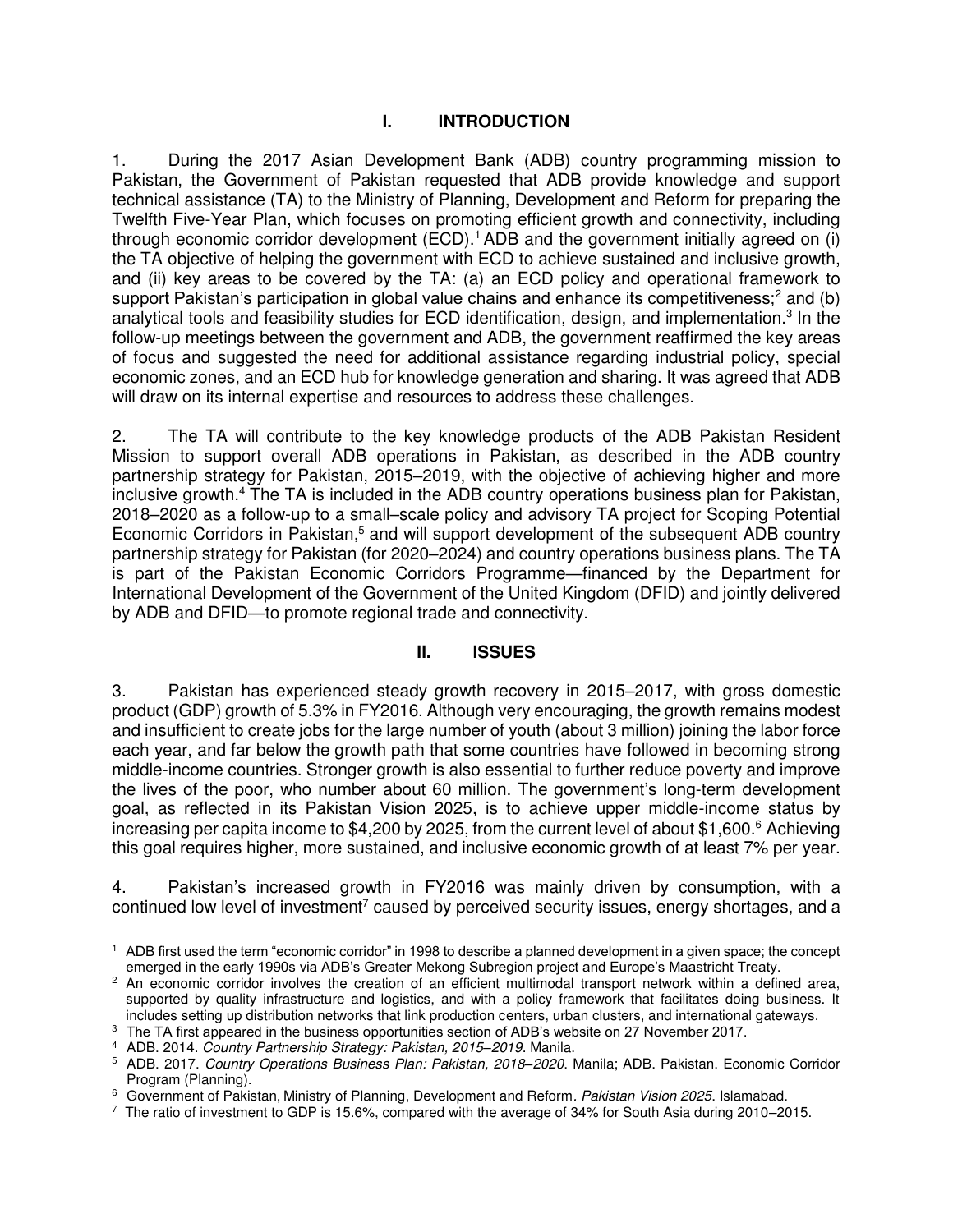# I. INTRODUCTION

1. During the 2017 Asian Development Bank (ADB) country programming mission to Pakistan, the Government of Pakistan requested that ADB provide knowledge and support technical assistance (TA) to the Ministry of Planning, Development and Reform for preparing the Twelfth Five-Year Plan, which focuses on promoting efficient growth and connectivity, including through economic corridor development (ECD).[1] ADB and the government initially agreed on (i) the TA objective of helping the government with ECD to achieve sustained and inclusive growth, and (ii) key areas to be covered by the TA: (a) an ECD policy and operational framework to support Pakistan's participation in global value chains and enhance its competitiveness;[2] and (b) analytical tools and feasibility studies for ECD identification, design, and implementation.[3] In the follow-up meetings between the government and ADB, the government reaffirmed the key areas of focus and suggested the need for additional assistance regarding industrial policy, special economic zones, and an ECD hub for knowledge generation and sharing. It was agreed that ADB will draw on its internal expertise and resources to address these challenges.

2. The TA will contribute to the key knowledge products of the ADB Pakistan Resident Mission to support overall ADB operations in Pakistan, as described in the ADB country partnership strategy for Pakistan, 2015–2019, with the objective of achieving higher and more inclusive growth.[4] The TA is included in the ADB country operations business plan for Pakistan, 2018–2020 as a follow-up to a small–scale policy and advisory TA project for Scoping Potential Economic Corridors in Pakistan,[5] and will support development of the subsequent ADB country partnership strategy for Pakistan (for 2020–2024) and country operations business plans. The TA is part of the Pakistan Economic Corridors Programme—financed by the Department for International Development of the Government of the United Kingdom (DFID) and jointly delivered by ADB and DFID—to promote regional trade and connectivity.

# II. ISSUES

3. Pakistan has experienced steady growth recovery in 2015–2017, with gross domestic product (GDP) growth of 5.3% in FY2016. Although very encouraging, the growth remains modest and insufficient to create jobs for the large number of youth (about 3 million) joining the labor force each year, and far below the growth path that some countries have followed in becoming strong middle-income countries. Stronger growth is also essential to further reduce poverty and improve the lives of the poor, who number about 60 million. The government's long-term development goal, as reflected in its Pakistan Vision 2025, is to achieve upper middle-income status by increasing per capita income to $4,200 by 2025, from the current level of about $1,600.[6] Achieving this goal requires higher, more sustained, and inclusive economic growth of at least 7% per year.

4. Pakistan's increased growth in FY2016 was mainly driven by consumption, with a continued low level of investment[7] caused by perceived security issues, energy shortages, and a

---

[1] ADB first used the term "economic corridor" in 1998 to describe a planned development in a given space; the concept emerged in the early 1990s via ADB's Greater Mekong Subregion project and Europe's Maastricht Treaty.

[2] An economic corridor involves the creation of an efficient multimodal transport network within a defined area, supported by quality infrastructure and logistics, and with a policy framework that facilitates doing business. It includes setting up distribution networks that link production centers, urban clusters, and international gateways.

[3] The TA first appeared in the business opportunities section of ADB's website on 27 November 2017.

[4] ADB. 2014. *Country Partnership Strategy: Pakistan, 2015–2019*. Manila.

[5] ADB. 2017. *Country Operations Business Plan: Pakistan, 2018–2020*. Manila; ADB. Pakistan. Economic Corridor Program (Planning).

[6] Government of Pakistan, Ministry of Planning, Development and Reform. *Pakistan Vision 2025*. Islamabad.

[7] The ratio of investment to GDP is 15.6%, compared with the average of 34% for South Asia during 2010–2015.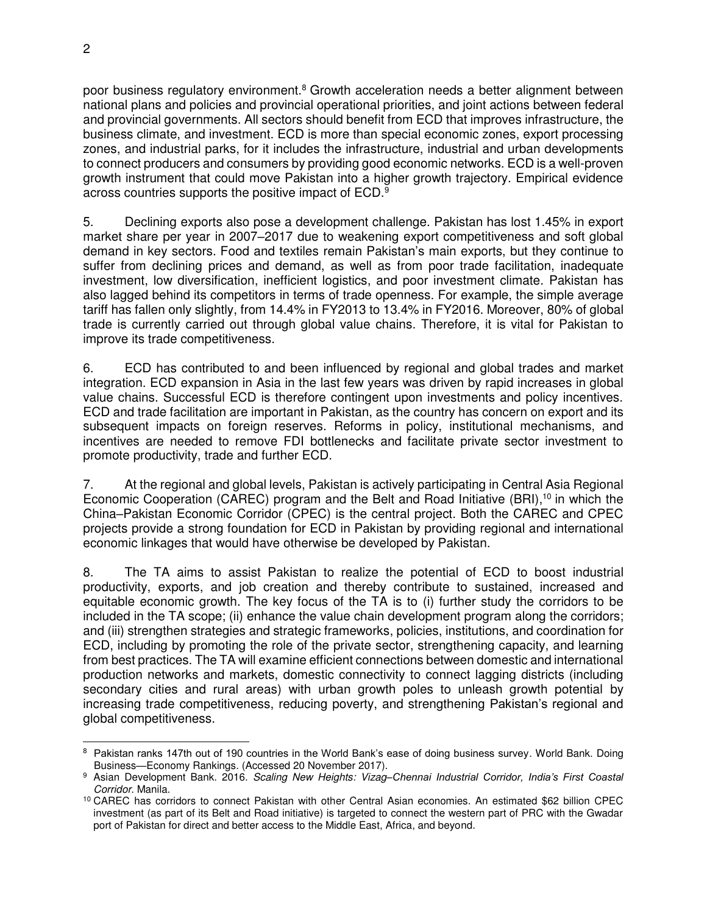poor business regulatory environment.[8] Growth acceleration needs a better alignment between national plans and policies and provincial operational priorities, and joint actions between federal and provincial governments. All sectors should benefit from ECD that improves infrastructure, the business climate, and investment. ECD is more than special economic zones, export processing zones, and industrial parks, for it includes the infrastructure, industrial and urban developments to connect producers and consumers by providing good economic networks. ECD is a well-proven growth instrument that could move Pakistan into a higher growth trajectory. Empirical evidence across countries supports the positive impact of ECD.[9]

5. Declining exports also pose a development challenge. Pakistan has lost 1.45% in export market share per year in 2007–2017 due to weakening export competitiveness and soft global demand in key sectors. Food and textiles remain Pakistan's main exports, but they continue to suffer from declining prices and demand, as well as from poor trade facilitation, inadequate investment, low diversification, inefficient logistics, and poor investment climate. Pakistan has also lagged behind its competitors in terms of trade openness. For example, the simple average tariff has fallen only slightly, from 14.4% in FY2013 to 13.4% in FY2016. Moreover, 80% of global trade is currently carried out through global value chains. Therefore, it is vital for Pakistan to improve its trade competitiveness.

6. ECD has contributed to and been influenced by regional and global trades and market integration. ECD expansion in Asia in the last few years was driven by rapid increases in global value chains. Successful ECD is therefore contingent upon investments and policy incentives. ECD and trade facilitation are important in Pakistan, as the country has concern on export and its subsequent impacts on foreign reserves. Reforms in policy, institutional mechanisms, and incentives are needed to remove FDI bottlenecks and facilitate private sector investment to promote productivity, trade and further ECD.

7. At the regional and global levels, Pakistan is actively participating in Central Asia Regional Economic Cooperation (CAREC) program and the Belt and Road Initiative (BRI),[10] in which the China–Pakistan Economic Corridor (CPEC) is the central project. Both the CAREC and CPEC projects provide a strong foundation for ECD in Pakistan by providing regional and international economic linkages that would have otherwise be developed by Pakistan.

8. The TA aims to assist Pakistan to realize the potential of ECD to boost industrial productivity, exports, and job creation and thereby contribute to sustained, increased and equitable economic growth. The key focus of the TA is to (i) further study the corridors to be included in the TA scope; (ii) enhance the value chain development program along the corridors; and (iii) strengthen strategies and strategic frameworks, policies, institutions, and coordination for ECD, including by promoting the role of the private sector, strengthening capacity, and learning from best practices. The TA will examine efficient connections between domestic and international production networks and markets, domestic connectivity to connect lagging districts (including secondary cities and rural areas) with urban growth poles to unleash growth potential by increasing trade competitiveness, reducing poverty, and strengthening Pakistan's regional and global competitiveness.

---

[8] Pakistan ranks 147th out of 190 countries in the World Bank's ease of doing business survey. World Bank. Doing Business—Economy Rankings. (Accessed 20 November 2017).

[9] Asian Development Bank. 2016. *Scaling New Heights: Vizag–Chennai Industrial Corridor, India's First Coastal Corridor*. Manila.

[10] CAREC has corridors to connect Pakistan with other Central Asian economies. An estimated $62 billion CPEC investment (as part of its Belt and Road initiative) is targeted to connect the western part of PRC with the Gwadar port of Pakistan for direct and better access to the Middle East, Africa, and beyond.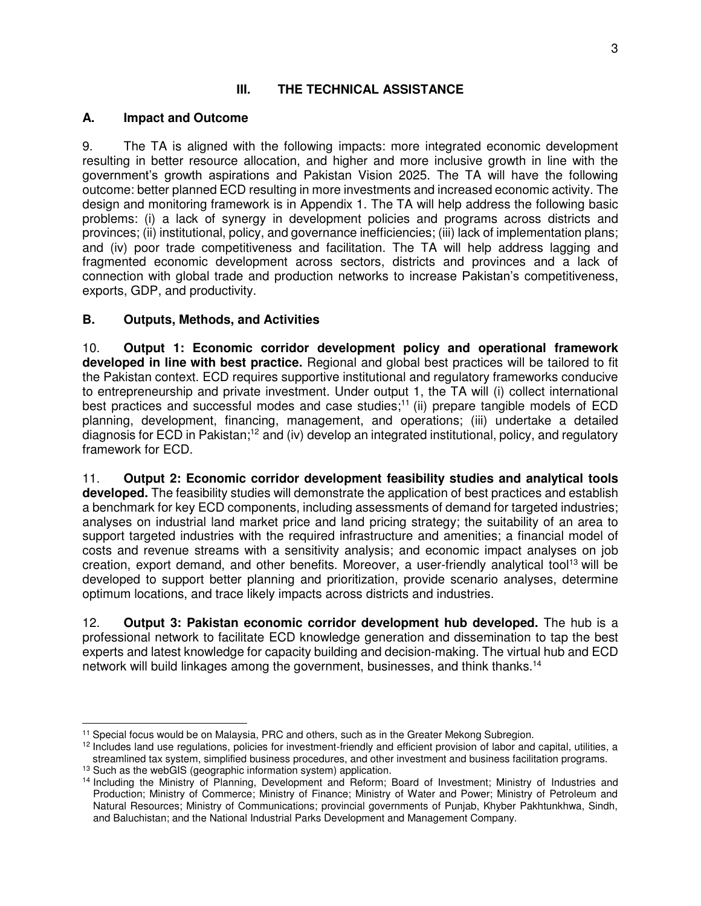## III. THE TECHNICAL ASSISTANCE

### A. Impact and Outcome

9. The TA is aligned with the following impacts: more integrated economic development resulting in better resource allocation, and higher and more inclusive growth in line with the government's growth aspirations and Pakistan Vision 2025. The TA will have the following outcome: better planned ECD resulting in more investments and increased economic activity. The design and monitoring framework is in Appendix 1. The TA will help address the following basic problems: (i) a lack of synergy in development policies and programs across districts and provinces; (ii) institutional, policy, and governance inefficiencies; (iii) lack of implementation plans; and (iv) poor trade competitiveness and facilitation. The TA will help address lagging and fragmented economic development across sectors, districts and provinces and a lack of connection with global trade and production networks to increase Pakistan's competitiveness, exports, GDP, and productivity.

### B. Outputs, Methods, and Activities

10. **Output 1: Economic corridor development policy and operational framework developed in line with best practice.** Regional and global best practices will be tailored to fit the Pakistan context. ECD requires supportive institutional and regulatory frameworks conducive to entrepreneurship and private investment. Under output 1, the TA will (i) collect international best practices and successful modes and case studies;[11] (ii) prepare tangible models of ECD planning, development, financing, management, and operations; (iii) undertake a detailed diagnosis for ECD in Pakistan;[12] and (iv) develop an integrated institutional, policy, and regulatory framework for ECD.

11. **Output 2: Economic corridor development feasibility studies and analytical tools developed.** The feasibility studies will demonstrate the application of best practices and establish a benchmark for key ECD components, including assessments of demand for targeted industries; analyses on industrial land market price and land pricing strategy; the suitability of an area to support targeted industries with the required infrastructure and amenities; a financial model of costs and revenue streams with a sensitivity analysis; and economic impact analyses on job creation, export demand, and other benefits. Moreover, a user-friendly analytical tool[13] will be developed to support better planning and prioritization, provide scenario analyses, determine optimum locations, and trace likely impacts across districts and industries.

12. **Output 3: Pakistan economic corridor development hub developed.** The hub is a professional network to facilitate ECD knowledge generation and dissemination to tap the best experts and latest knowledge for capacity building and decision-making. The virtual hub and ECD network will build linkages among the government, businesses, and think thanks.[14]

---

[11] Special focus would be on Malaysia, PRC and others, such as in the Greater Mekong Subregion.

[12] Includes land use regulations, policies for investment-friendly and efficient provision of labor and capital, utilities, a streamlined tax system, simplified business procedures, and other investment and business facilitation programs.

[13] Such as the webGIS (geographic information system) application.

[14] Including the Ministry of Planning, Development and Reform; Board of Investment; Ministry of Industries and Production; Ministry of Commerce; Ministry of Finance; Ministry of Water and Power; Ministry of Petroleum and Natural Resources; Ministry of Communications; provincial governments of Punjab, Khyber Pakhtunkhwa, Sindh, and Baluchistan; and the National Industrial Parks Development and Management Company.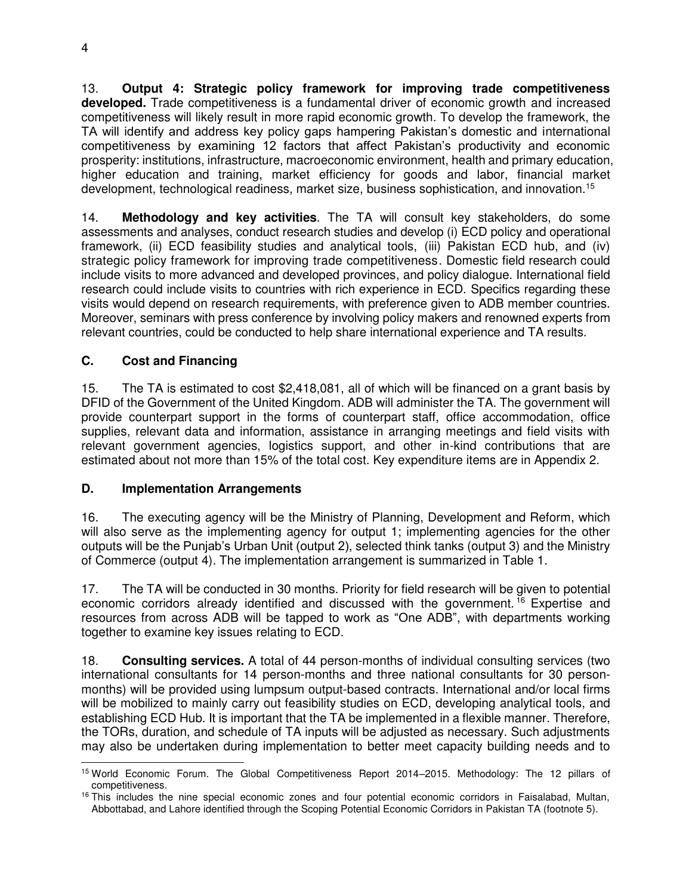13. **Output 4: Strategic policy framework for improving trade competitiveness developed.** Trade competitiveness is a fundamental driver of economic growth and increased competitiveness will likely result in more rapid economic growth. To develop the framework, the TA will identify and address key policy gaps hampering Pakistan's domestic and international competitiveness by examining 12 factors that affect Pakistan's productivity and economic prosperity: institutions, infrastructure, macroeconomic environment, health and primary education, higher education and training, market efficiency for goods and labor, financial market development, technological readiness, market size, business sophistication, and innovation.[15]

14. **Methodology and key activities**. The TA will consult key stakeholders, do some assessments and analyses, conduct research studies and develop (i) ECD policy and operational framework, (ii) ECD feasibility studies and analytical tools, (iii) Pakistan ECD hub, and (iv) strategic policy framework for improving trade competitiveness. Domestic field research could include visits to more advanced and developed provinces, and policy dialogue. International field research could include visits to countries with rich experience in ECD. Specifics regarding these visits would depend on research requirements, with preference given to ADB member countries. Moreover, seminars with press conference by involving policy makers and renowned experts from relevant countries, could be conducted to help share international experience and TA results.

### C. Cost and Financing

15. The TA is estimated to cost $2,418,081, all of which will be financed on a grant basis by DFID of the Government of the United Kingdom. ADB will administer the TA. The government will provide counterpart support in the forms of counterpart staff, office accommodation, office supplies, relevant data and information, assistance in arranging meetings and field visits with relevant government agencies, logistics support, and other in-kind contributions that are estimated about not more than 15% of the total cost. Key expenditure items are in Appendix 2.

### D. Implementation Arrangements

16. The executing agency will be the Ministry of Planning, Development and Reform, which will also serve as the implementing agency for output 1; implementing agencies for the other outputs will be the Punjab's Urban Unit (output 2), selected think tanks (output 3) and the Ministry of Commerce (output 4). The implementation arrangement is summarized in Table 1.

17. The TA will be conducted in 30 months. Priority for field research will be given to potential economic corridors already identified and discussed with the government.[16] Expertise and resources from across ADB will be tapped to work as "One ADB", with departments working together to examine key issues relating to ECD.

18. **Consulting services.** A total of 44 person-months of individual consulting services (two international consultants for 14 person-months and three national consultants for 30 person-months) will be provided using lumpsum output-based contracts. International and/or local firms will be mobilized to mainly carry out feasibility studies on ECD, developing analytical tools, and establishing ECD Hub. It is important that the TA be implemented in a flexible manner. Therefore, the TORs, duration, and schedule of TA inputs will be adjusted as necessary. Such adjustments may also be undertaken during implementation to better meet capacity building needs and to

---

[15] World Economic Forum. The Global Competitiveness Report 2014–2015. Methodology: The 12 pillars of competitiveness.

[16] This includes the nine special economic zones and four potential economic corridors in Faisalabad, Multan, Abbottabad, and Lahore identified through the Scoping Potential Economic Corridors in Pakistan TA (footnote 5).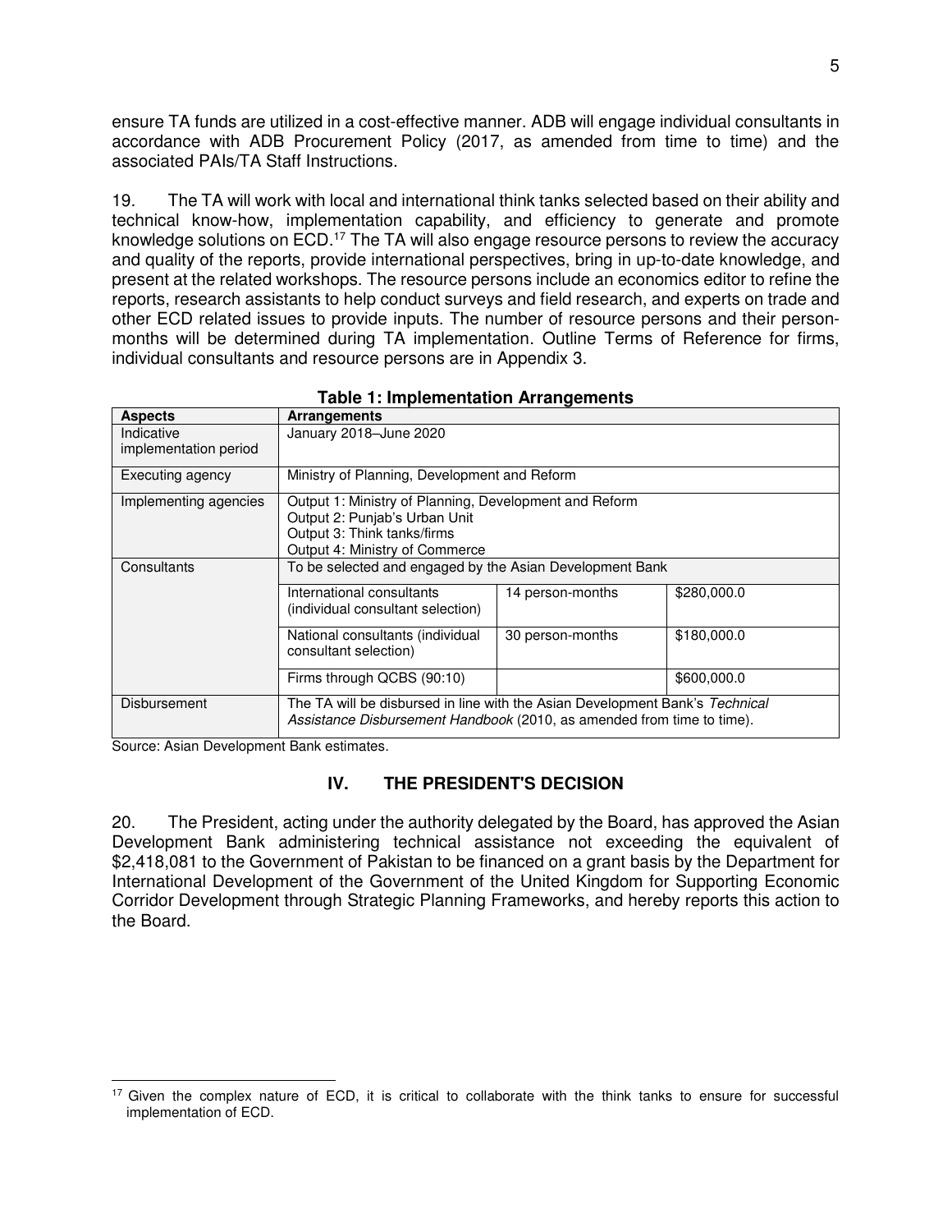ensure TA funds are utilized in a cost-effective manner. ADB will engage individual consultants in accordance with ADB Procurement Policy (2017, as amended from time to time) and the associated PAIs/TA Staff Instructions.

19. The TA will work with local and international think tanks selected based on their ability and technical know-how, implementation capability, and efficiency to generate and promote knowledge solutions on ECD.[17] The TA will also engage resource persons to review the accuracy and quality of the reports, provide international perspectives, bring in up-to-date knowledge, and present at the related workshops. The resource persons include an economics editor to refine the reports, research assistants to help conduct surveys and field research, and experts on trade and other ECD related issues to provide inputs. The number of resource persons and their person-months will be determined during TA implementation. Outline Terms of Reference for firms, individual consultants and resource persons are in Appendix 3.

**Table 1: Implementation Arrangements**

| Aspects | Arrangements | | |
|---|---|---|---|
| Indicative implementation period | January 2018–June 2020 | | |
| Executing agency | Ministry of Planning, Development and Reform | | |
| Implementing agencies | Output 1: Ministry of Planning, Development and Reform<br>Output 2: Punjab's Urban Unit<br>Output 3: Think tanks/firms<br>Output 4: Ministry of Commerce | | |
| Consultants | To be selected and engaged by the Asian Development Bank | | |
| | International consultants (individual consultant selection) | 14 person-months | $280,000.0 |
| | National consultants (individual consultant selection) | 30 person-months | $180,000.0 |
| | Firms through QCBS (90:10) | | $600,000.0 |
| Disbursement | The TA will be disbursed in line with the Asian Development Bank's *Technical Assistance Disbursement Handbook* (2010, as amended from time to time). | | |

Source: Asian Development Bank estimates.

## IV. THE PRESIDENT'S DECISION

20. The President, acting under the authority delegated by the Board, has approved the Asian Development Bank administering technical assistance not exceeding the equivalent of $2,418,081 to the Government of Pakistan to be financed on a grant basis by the Department for International Development of the Government of the United Kingdom for Supporting Economic Corridor Development through Strategic Planning Frameworks, and hereby reports this action to the Board.

---

[17] Given the complex nature of ECD, it is critical to collaborate with the think tanks to ensure for successful implementation of ECD.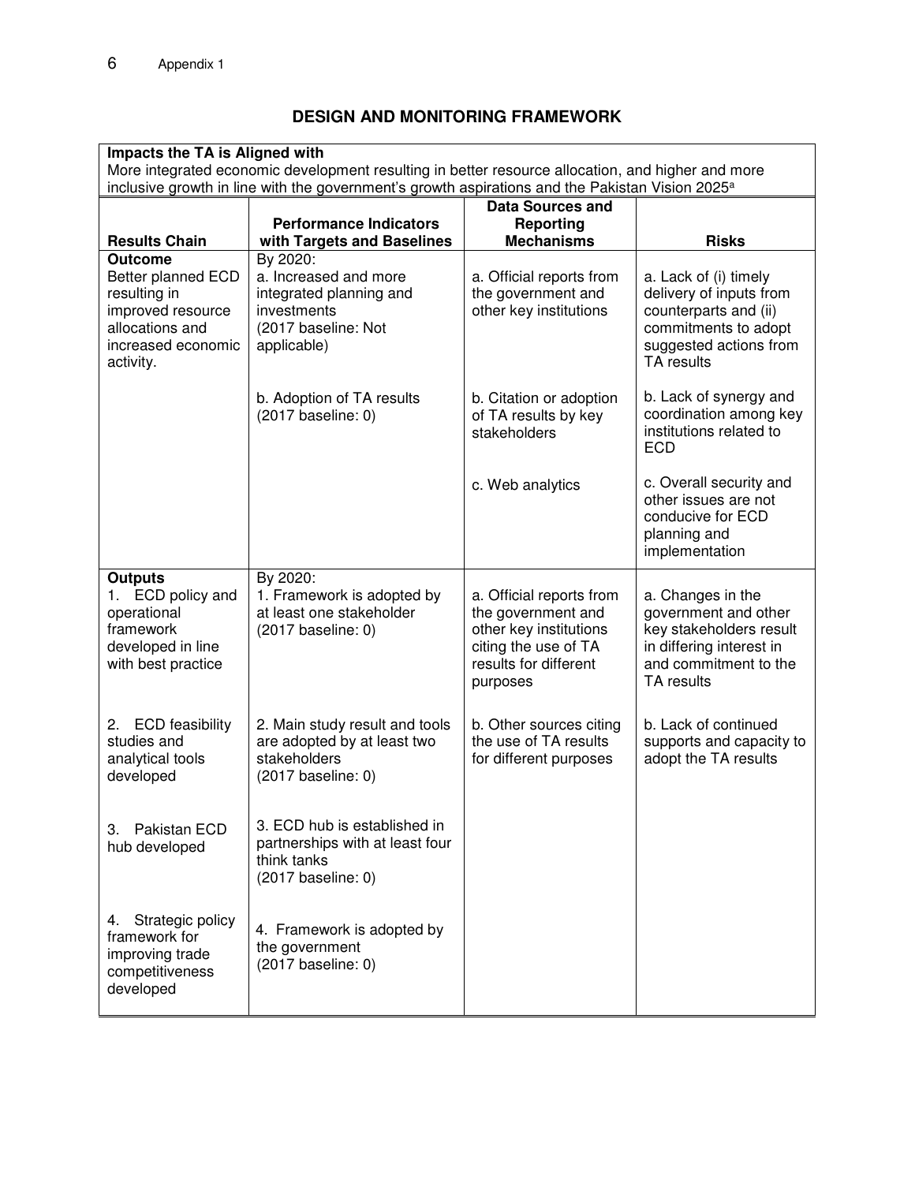## DESIGN AND MONITORING FRAMEWORK

| **Impacts the TA is Aligned with** | | | |
|---|---|---|---|
| More integrated economic development resulting in better resource allocation, and higher and more inclusive growth in line with the government's growth aspirations and the Pakistan Vision 2025[a] | | | |
| **Results Chain** | **Performance Indicators with Targets and Baselines** | **Data Sources and Reporting Mechanisms** | **Risks** |
| **Outcome** Better planned ECD resulting in improved resource allocations and increased economic activity. | By 2020: a. Increased and more integrated planning and investments (2017 baseline: Not applicable) | a. Official reports from the government and other key institutions | a. Lack of (i) timely delivery of inputs from counterparts and (ii) commitments to adopt suggested actions from TA results |
| | b. Adoption of TA results (2017 baseline: 0) | b. Citation or adoption of TA results by key stakeholders | b. Lack of synergy and coordination among key institutions related to ECD |
| | | c. Web analytics | c. Overall security and other issues are not conducive for ECD planning and implementation |
| **Outputs** 1. ECD policy and operational framework developed in line with best practice | By 2020: 1. Framework is adopted by at least one stakeholder (2017 baseline: 0) | a. Official reports from the government and other key institutions citing the use of TA results for different purposes | a. Changes in the government and other key stakeholders result in differing interest in and commitment to the TA results |
| 2. ECD feasibility studies and analytical tools developed | 2. Main study result and tools are adopted by at least two stakeholders (2017 baseline: 0) | b. Other sources citing the use of TA results for different purposes | b. Lack of continued supports and capacity to adopt the TA results |
| 3. Pakistan ECD hub developed | 3. ECD hub is established in partnerships with at least four think tanks (2017 baseline: 0) | | |
| 4. Strategic policy framework for improving trade competitiveness developed | 4. Framework is adopted by the government (2017 baseline: 0) | | |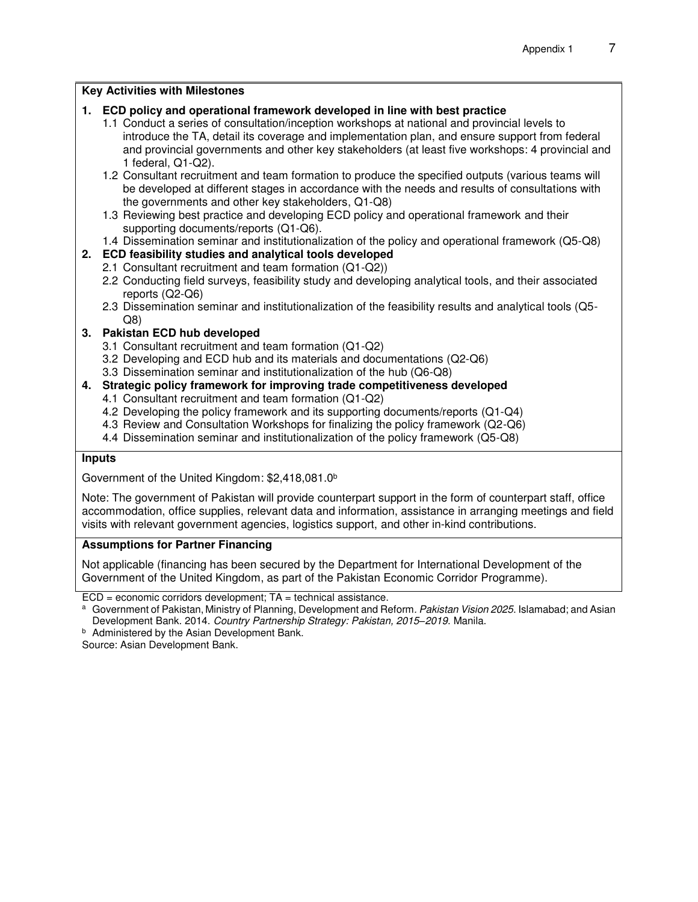**Key Activities with Milestones**

1. **ECD policy and operational framework developed in line with best practice**
   - 1.1 Conduct a series of consultation/inception workshops at national and provincial levels to introduce the TA, detail its coverage and implementation plan, and ensure support from federal and provincial governments and other key stakeholders (at least five workshops: 4 provincial and 1 federal, Q1-Q2).
   - 1.2 Consultant recruitment and team formation to produce the specified outputs (various teams will be developed at different stages in accordance with the needs and results of consultations with the governments and other key stakeholders, Q1-Q8)
   - 1.3 Reviewing best practice and developing ECD policy and operational framework and their supporting documents/reports (Q1-Q6).
   - 1.4 Dissemination seminar and institutionalization of the policy and operational framework (Q5-Q8)
2. **ECD feasibility studies and analytical tools developed**
   - 2.1 Consultant recruitment and team formation (Q1-Q2))
   - 2.2 Conducting field surveys, feasibility study and developing analytical tools, and their associated reports (Q2-Q6)
   - 2.3 Dissemination seminar and institutionalization of the feasibility results and analytical tools (Q5-Q8)
3. **Pakistan ECD hub developed**
   - 3.1 Consultant recruitment and team formation (Q1-Q2)
   - 3.2 Developing and ECD hub and its materials and documentations (Q2-Q6)
   - 3.3 Dissemination seminar and institutionalization of the hub (Q6-Q8)
4. **Strategic policy framework for improving trade competitiveness developed**
   - 4.1 Consultant recruitment and team formation (Q1-Q2)
   - 4.2 Developing the policy framework and its supporting documents/reports (Q1-Q4)
   - 4.3 Review and Consultation Workshops for finalizing the policy framework (Q2-Q6)
   - 4.4 Dissemination seminar and institutionalization of the policy framework (Q5-Q8)

**Inputs**

Government of the United Kingdom: $2,418,081.0[b]

Note: The government of Pakistan will provide counterpart support in the form of counterpart staff, office accommodation, office supplies, relevant data and information, assistance in arranging meetings and field visits with relevant government agencies, logistics support, and other in-kind contributions.

**Assumptions for Partner Financing**

Not applicable (financing has been secured by the Department for International Development of the Government of the United Kingdom, as part of the Pakistan Economic Corridor Programme).

ECD = economic corridors development; TA = technical assistance.

[a] Government of Pakistan, Ministry of Planning, Development and Reform. *Pakistan Vision 2025*. Islamabad; and Asian Development Bank. 2014. *Country Partnership Strategy: Pakistan, 2015–2019*. Manila.

[b] Administered by the Asian Development Bank.

Source: Asian Development Bank.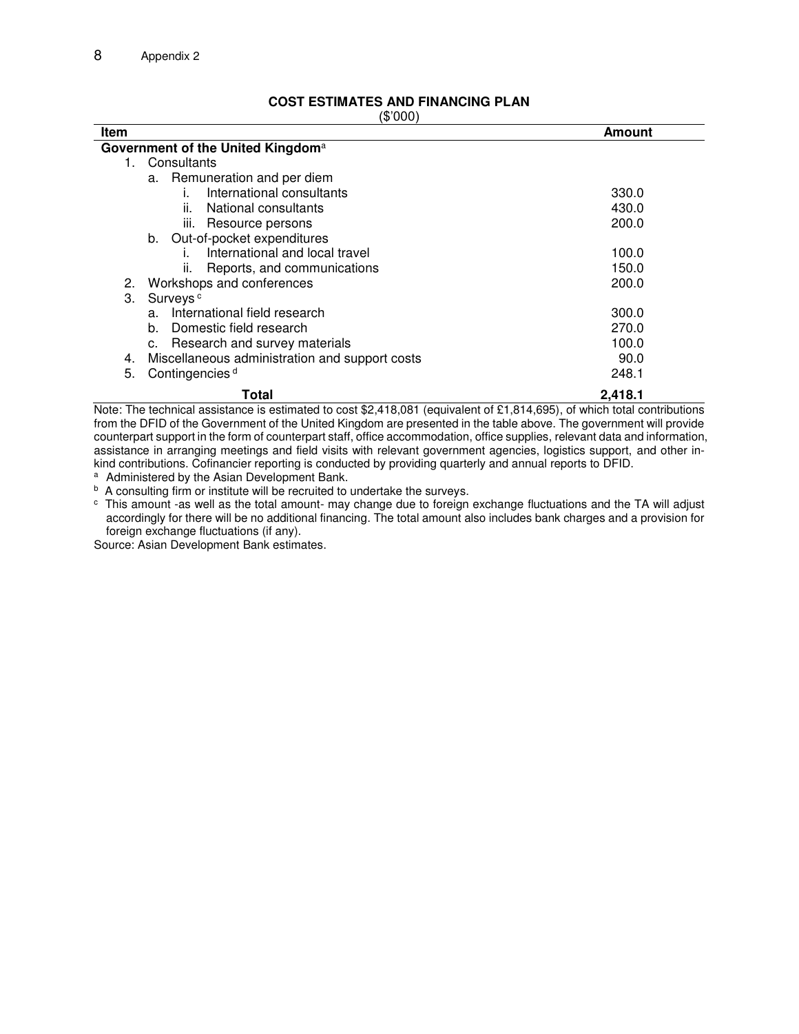Appendix 2

## COST ESTIMATES AND FINANCING PLAN

($'000)

| Item | Amount |
|---|---|
| **Government of the United Kingdom**[a] | |
| 1. Consultants | |
| a. Remuneration and per diem | |
| i. International consultants | 330.0 |
| ii. National consultants | 430.0 |
| iii. Resource persons | 200.0 |
| b. Out-of-pocket expenditures | |
| i. International and local travel | 100.0 |
| ii. Reports, and communications | 150.0 |
| 2. Workshops and conferences | 200.0 |
| 3. Surveys[c] | |
| a. International field research | 300.0 |
| b. Domestic field research | 270.0 |
| c. Research and survey materials | 100.0 |
| 4. Miscellaneous administration and support costs | 90.0 |
| 5. Contingencies[d] | 248.1 |
| **Total** | **2,418.1** |

Note: The technical assistance is estimated to cost $2,418,081 (equivalent of £1,814,695), of which total contributions from the DFID of the Government of the United Kingdom are presented in the table above. The government will provide counterpart support in the form of counterpart staff, office accommodation, office supplies, relevant data and information, assistance in arranging meetings and field visits with relevant government agencies, logistics support, and other in-kind contributions. Cofinancier reporting is conducted by providing quarterly and annual reports to DFID.

[a] Administered by the Asian Development Bank.

[b] A consulting firm or institute will be recruited to undertake the surveys.

[c] This amount -as well as the total amount- may change due to foreign exchange fluctuations and the TA will adjust accordingly for there will be no additional financing. The total amount also includes bank charges and a provision for foreign exchange fluctuations (if any).

Source: Asian Development Bank estimates.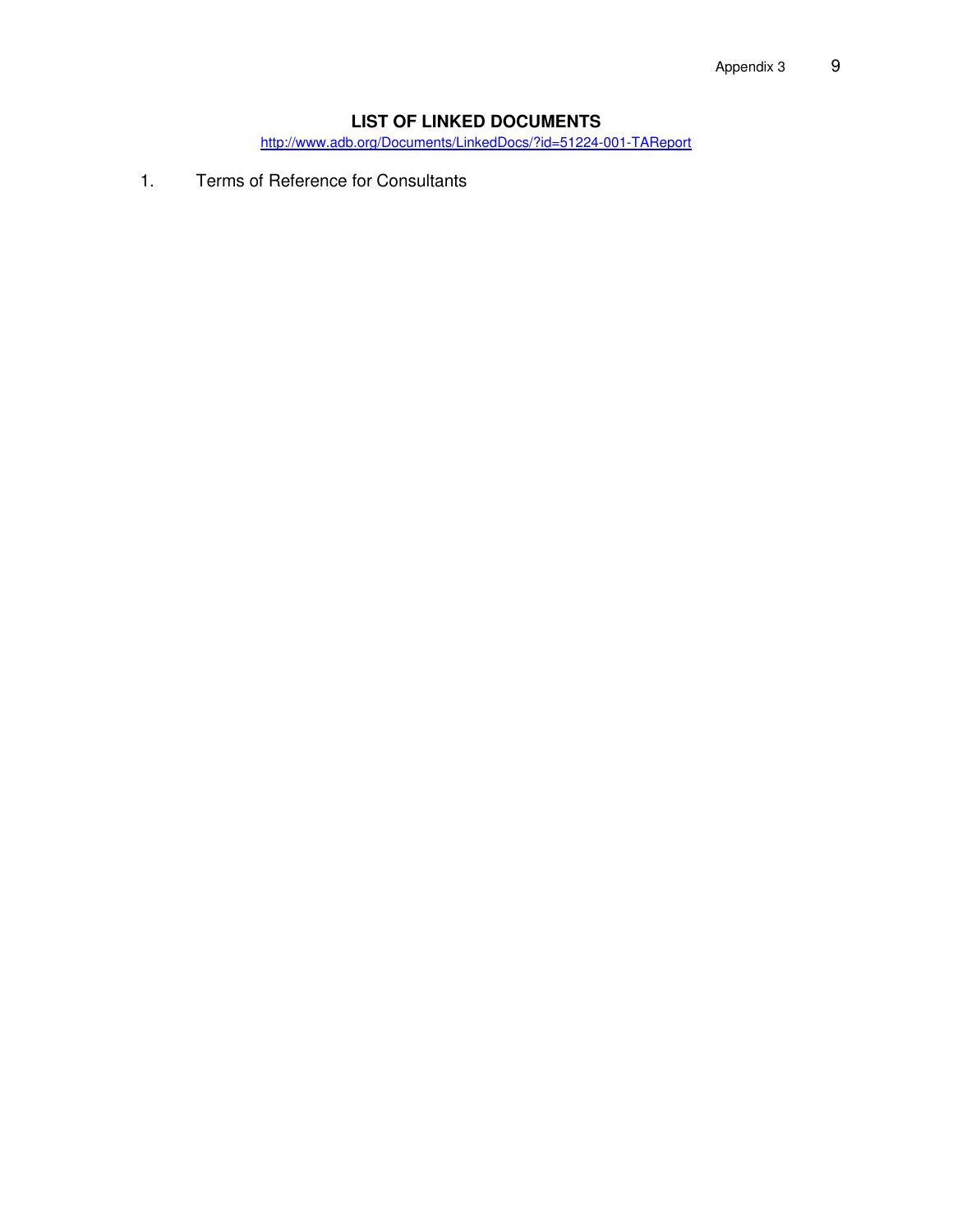# LIST OF LINKED DOCUMENTS

http://www.adb.org/Documents/LinkedDocs/?id=51224-001-TAReport

1. Terms of Reference for Consultants